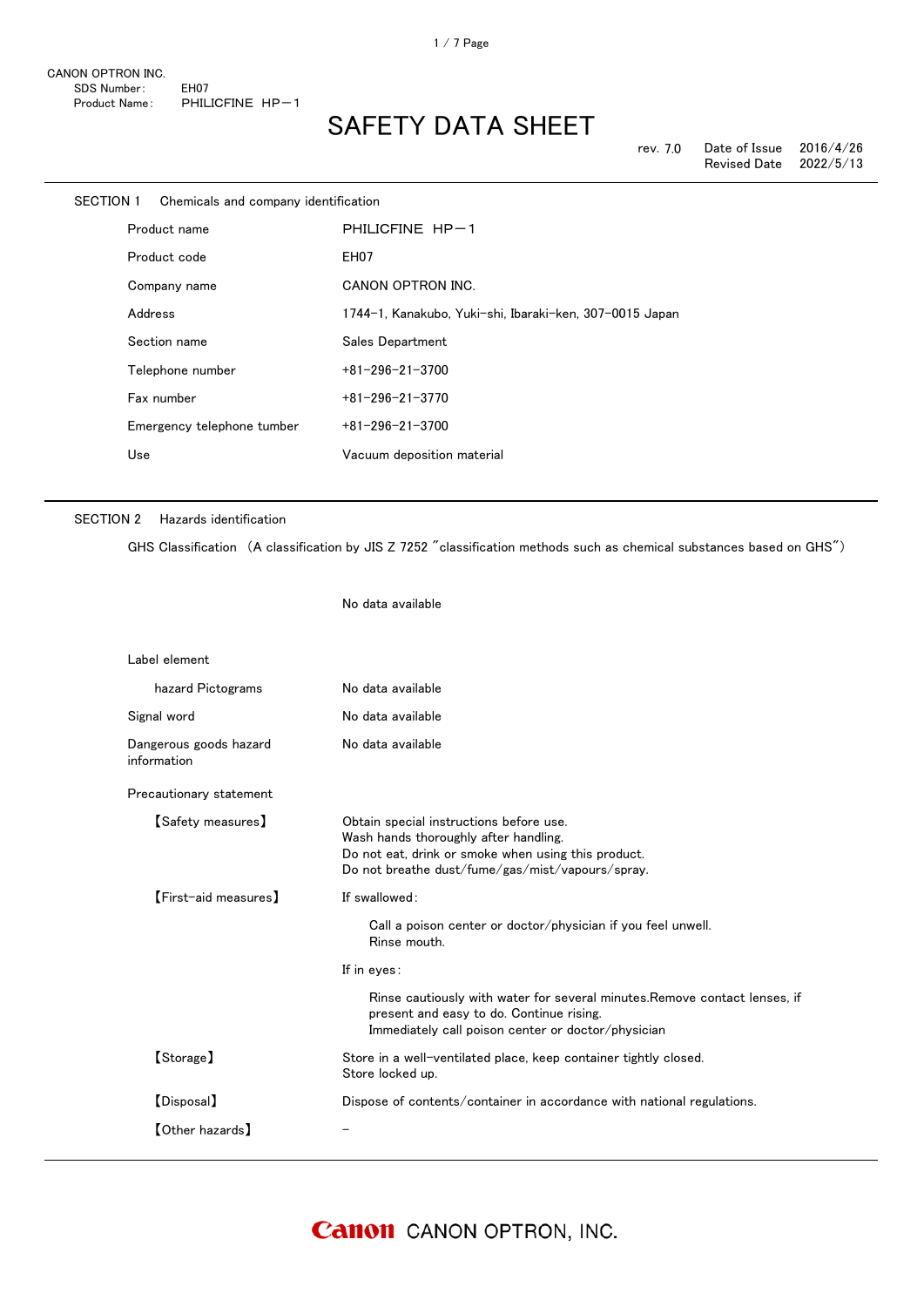CANON OPTRON INC.
SDS Number: EH07
Product Name: PHILICFINE HP－1

# SAFETY DATA SHEET

rev. 7.0 Date of Issue 2016/4/26
Revised Date 2022/5/13

## SECTION 1 Chemicals and company identification

| | |
|---|---|
| Product name | PHILICFINE HP－1 |
| Product code | EH07 |
| Company name | CANON OPTRON INC. |
| Address | 1744−1, Kanakubo, Yuki−shi, Ibaraki−ken, 307−0015 Japan |
| Section name | Sales Department |
| Telephone number | +81−296−21−3700 |
| Fax number | +81−296−21−3770 |
| Emergency telephone tumber | +81−296−21−3700 |
| Use | Vacuum deposition material |

## SECTION 2 Hazards identification

GHS Classification （A classification by JIS Z 7252 ″classification methods such as chemical substances based on GHS″）

No data available

Label element

| | |
|---|---|
| hazard Pictograms | No data available |
| Signal word | No data available |
| Dangerous goods hazard information | No data available |

Precautionary statement

【Safety measures】
Obtain special instructions before use.
Wash hands thoroughly after handling.
Do not eat, drink or smoke when using this product.
Do not breathe dust/fume/gas/mist/vapours/spray.

【First−aid measures】
If swallowed:

Call a poison center or doctor/physician if you feel unwell.
Rinse mouth.

If in eyes:

Rinse cautiously with water for several minutes.Remove contact lenses, if present and easy to do. Continue rising.
Immediately call poison center or doctor/physician

【Storage】
Store in a well−ventilated place, keep container tightly closed.
Store locked up.

【Disposal】
Dispose of contents/container in accordance with national regulations.

【Other hazards】
−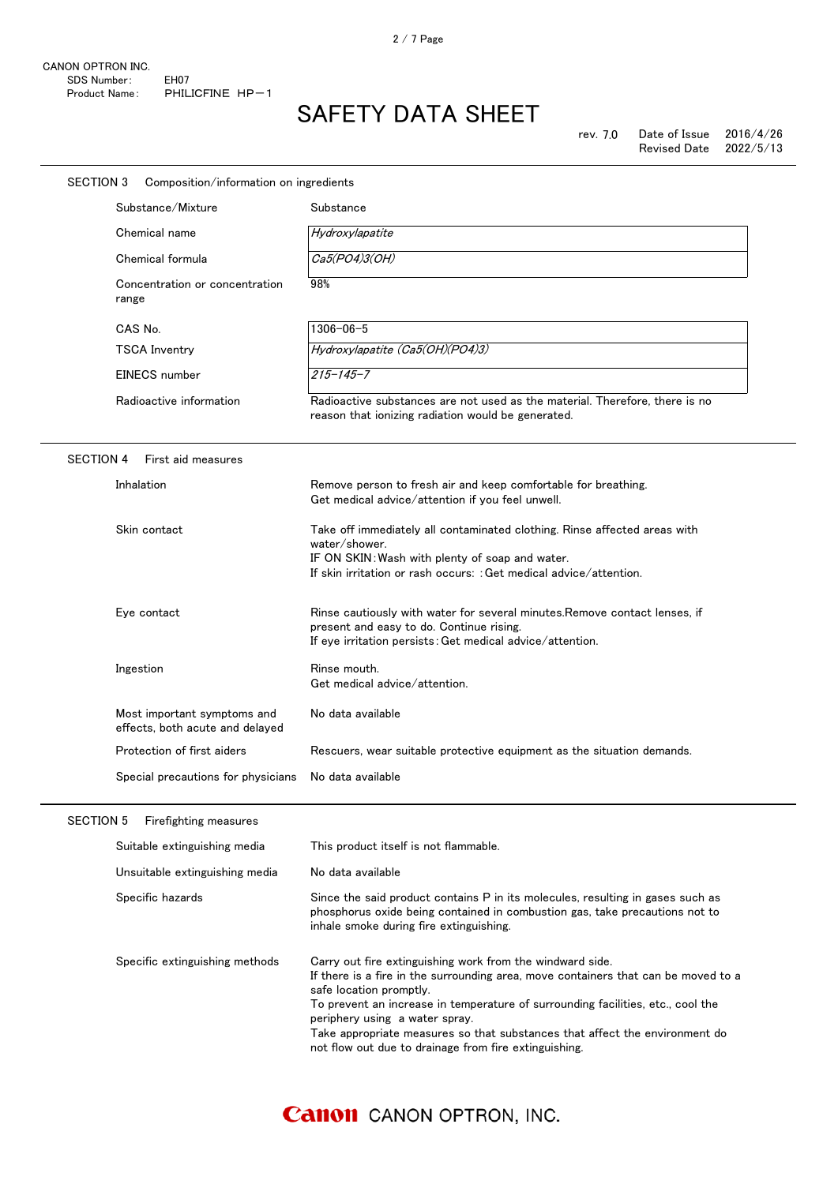CANON OPTRON INC.
SDS Number: EH07
Product Name: PHILICFINE HP－1

# SAFETY DATA SHEET

rev. 7.0 Date of Issue 2016/4/26
Revised Date 2022/5/13

## SECTION 3 Composition/information on ingredients

| | |
|---|---|
| Substance/Mixture | Substance |
| Chemical name | *Hydroxylapatite* |
| Chemical formula | *$Ca_5(PO_4)_3(OH)$* |
| Concentration or concentration range | 98% |
| CAS No. | 1306-06-5 |
| TSCA Inventry | *Hydroxylapatite ($Ca_5(OH)(PO_4)_3$)* |
| EINECS number | *215-145-7* |
| Radioactive information | Radioactive substances are not used as the material. Therefore, there is no reason that ionizing radiation would be generated. |

## SECTION 4 First aid measures

| | |
|---|---|
| Inhalation | Remove person to fresh air and keep comfortable for breathing.<br>Get medical advice/attention if you feel unwell. |
| Skin contact | Take off immediately all contaminated clothing. Rinse affected areas with water/shower.<br>IF ON SKIN: Wash with plenty of soap and water.<br>If skin irritation or rash occurs: : Get medical advice/attention. |
| Eye contact | Rinse cautiously with water for several minutes.Remove contact lenses, if present and easy to do. Continue rising.<br>If eye irritation persists: Get medical advice/attention. |
| Ingestion | Rinse mouth.<br>Get medical advice/attention. |
| Most important symptoms and effects, both acute and delayed | No data available |
| Protection of first aiders | Rescuers, wear suitable protective equipment as the situation demands. |
| Special precautions for physicians | No data available |

## SECTION 5 Firefighting measures

| | |
|---|---|
| Suitable extinguishing media | This product itself is not flammable. |
| Unsuitable extinguishing media | No data available |
| Specific hazards | Since the said product contains P in its molecules, resulting in gases such as phosphorus oxide being contained in combustion gas, take precautions not to inhale smoke during fire extinguishing. |
| Specific extinguishing methods | Carry out fire extinguishing work from the windward side.<br>If there is a fire in the surrounding area, move containers that can be moved to a safe location promptly.<br>To prevent an increase in temperature of surrounding facilities, etc., cool the periphery using a water spray.<br>Take appropriate measures so that substances that affect the environment do not flow out due to drainage from fire extinguishing. |

Canon CANON OPTRON, INC.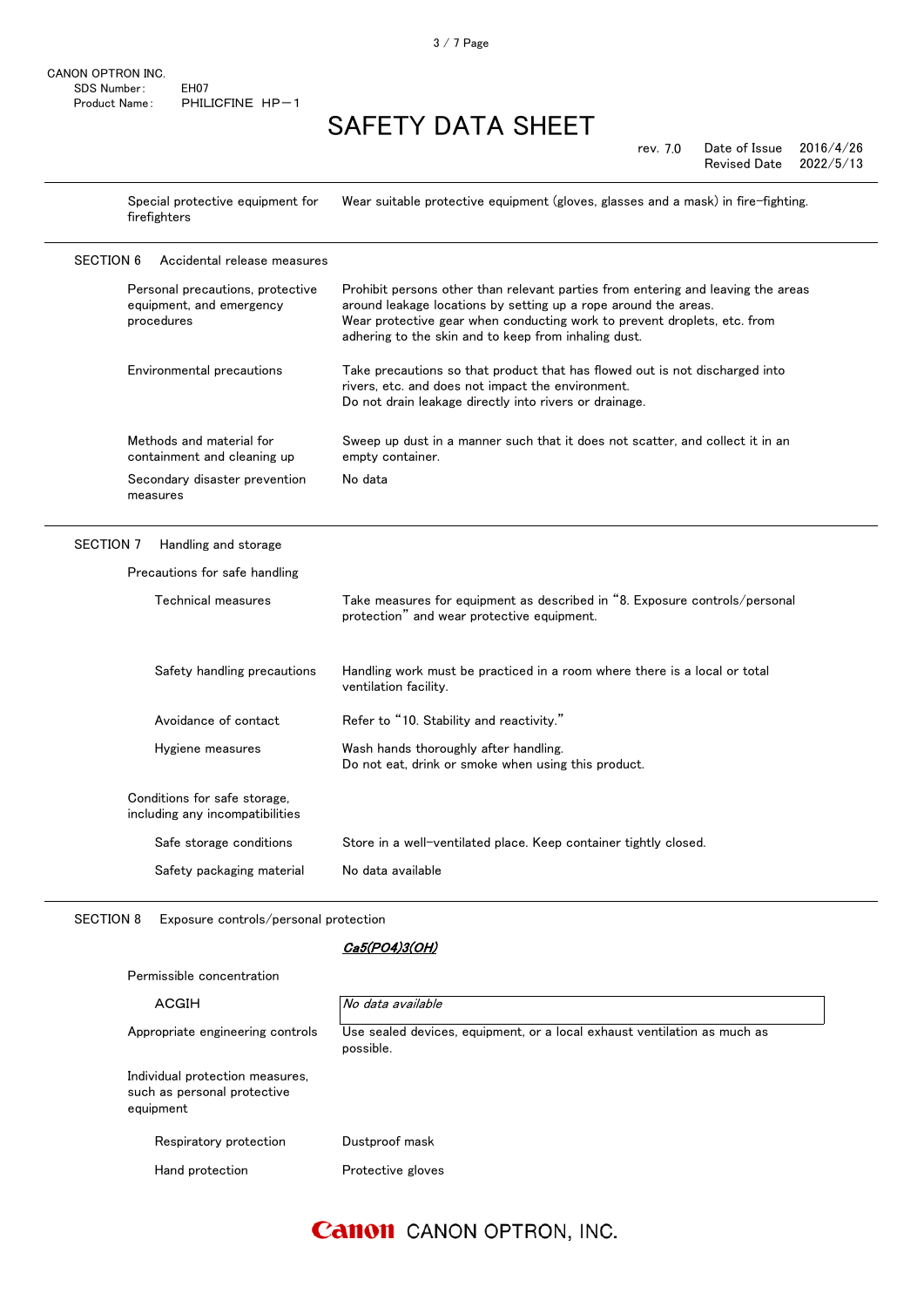| | |
|---|---|
| Special protective equipment for firefighters | Wear suitable protective equipment (gloves, glasses and a mask) in fire-fighting. |

## SECTION 6 Accidental release measures

| | |
|---|---|
| Personal precautions, protective equipment, and emergency procedures | Prohibit persons other than relevant parties from entering and leaving the areas around leakage locations by setting up a rope around the areas.<br>Wear protective gear when conducting work to prevent droplets, etc. from adhering to the skin and to keep from inhaling dust. |
| Environmental precautions | Take precautions so that product that has flowed out is not discharged into rivers, etc. and does not impact the environment.<br>Do not drain leakage directly into rivers or drainage. |
| Methods and material for containment and cleaning up | Sweep up dust in a manner such that it does not scatter, and collect it in an empty container. |
| Secondary disaster prevention measures | No data |

## SECTION 7 Handling and storage

**Precautions for safe handling**

| | |
|---|---|
| Technical measures | Take measures for equipment as described in "8. Exposure controls/personal protection" and wear protective equipment. |
| Safety handling precautions | Handling work must be practiced in a room where there is a local or total ventilation facility. |
| Avoidance of contact | Refer to "10. Stability and reactivity." |
| Hygiene measures | Wash hands thoroughly after handling.<br>Do not eat, drink or smoke when using this product. |

**Conditions for safe storage, including any incompatibilities**

| | |
|---|---|
| Safe storage conditions | Store in a well-ventilated place. Keep container tightly closed. |
| Safety packaging material | No data available |

## SECTION 8 Exposure controls/personal protection

| | ***$Ca_5(PO_4)_3(OH)$*** |
|---|---|
| Permissible concentration | |
| ACGIH | *No data available* |
| Appropriate engineering controls | Use sealed devices, equipment, or a local exhaust ventilation as much as possible. |

**Individual protection measures, such as personal protective equipment**

| | |
|---|---|
| Respiratory protection | Dustproof mask |
| Hand protection | Protective gloves |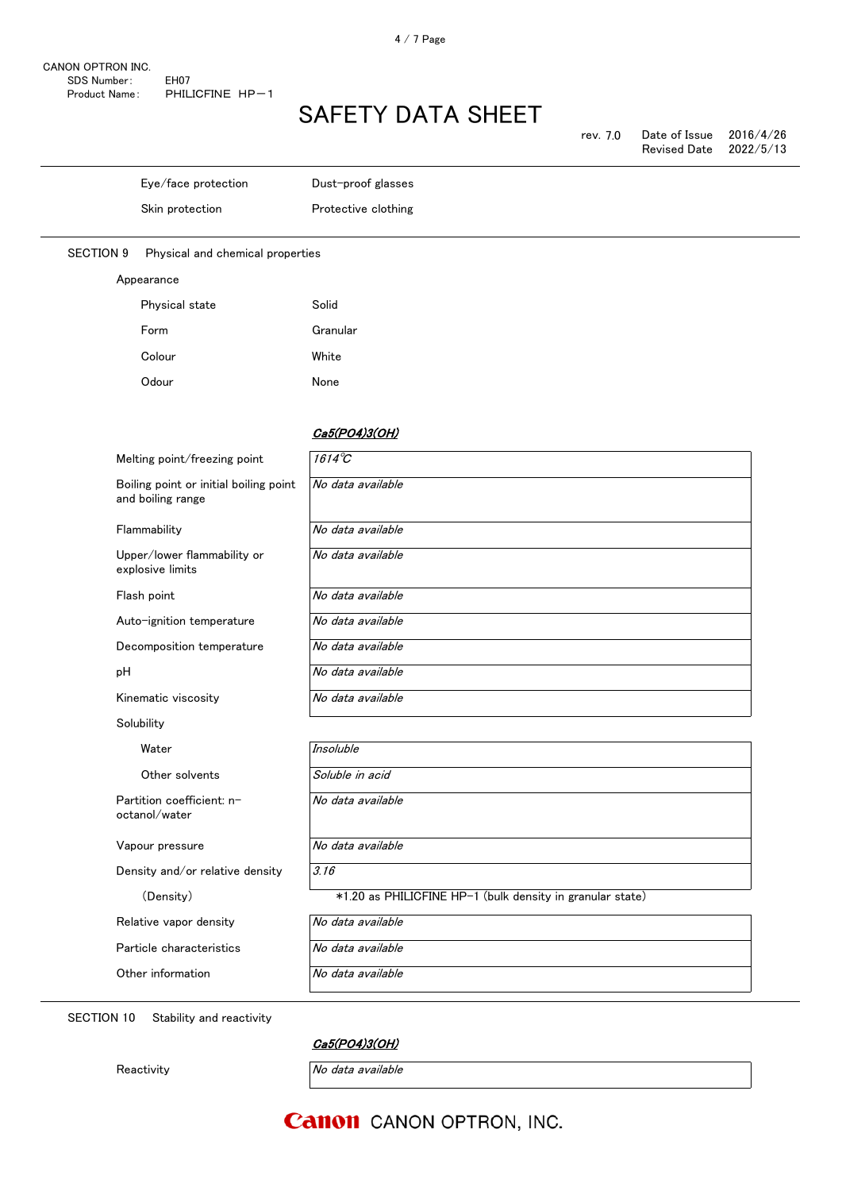| | |
|---|---|
| Eye/face protection | Dust-proof glasses |
| Skin protection | Protective clothing |

## SECTION 9 Physical and chemical properties

**Appearance**

| | |
|---|---|
| Physical state | Solid |
| Form | Granular |
| Colour | White |
| Odour | None |

| | *$Ca_5(PO_4)_3(OH)$* |
|---|---|
| Melting point/freezing point | *1614℃* |
| Boiling point or initial boiling point and boiling range | *No data available* |
| Flammability | *No data available* |
| Upper/lower flammability or explosive limits | *No data available* |
| Flash point | *No data available* |
| Auto-ignition temperature | *No data available* |
| Decomposition temperature | *No data available* |
| pH | *No data available* |
| Kinematic viscosity | *No data available* |
| Solubility | |
| Water | *Insoluble* |
| Other solvents | *Soluble in acid* |
| Partition coefficient: n-octanol/water | *No data available* |
| Vapour pressure | *No data available* |
| Density and/or relative density | *3.16* |
| (Density) | *1.20 as PHILICFINE HP-1 (bulk density in granular state) |
| Relative vapor density | *No data available* |
| Particle characteristics | *No data available* |
| Other information | *No data available* |

## SECTION 10 Stability and reactivity

| | *$Ca_5(PO_4)_3(OH)$* |
|---|---|
| Reactivity | *No data available* |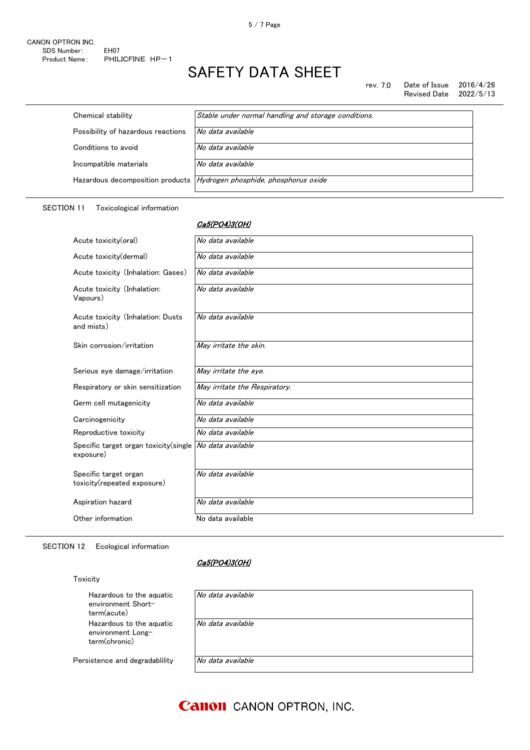CANON OPTRON INC.
SDS Number: EH07
Product Name: PHILICFINE HP−1

# SAFETY DATA SHEET

rev. 7.0 Date of Issue 2016/4/26
Revised Date 2022/5/13

| | |
|---|---|
| Chemical stability | *Stable under normal handling and storage conditions.* |
| Possibility of hazardous reactions | *No data available* |
| Conditions to avoid | *No data available* |
| Incompatible materials | *No data available* |
| Hazardous decomposition products | *Hydrogen phosphide, phosphorus oxide* |

## SECTION 11 Toxicological information

| | ***$Ca_5(PO_4)_3(OH)$*** |
|---|---|
| Acute toxicity(oral) | *No data available* |
| Acute toxicity(dermal) | *No data available* |
| Acute toxicity (Inhalation: Gases) | *No data available* |
| Acute toxicity (Inhalation: Vapours) | *No data available* |
| Acute toxicity (Inhalation: Dusts and mists) | *No data available* |
| Skin corrosion/irritation | *May irritate the skin.* |
| Serious eye damage/irritation | *May irritate the eye.* |
| Respiratory or skin sensitization | *May irritate the Respiratory.* |
| Germ cell mutagenicity | *No data available* |
| Carcinogenicity | *No data available* |
| Reproductive toxicity | *No data available* |
| Specific target organ toxicity(single exposure) | *No data available* |
| Specific target organ toxicity(repeated exposure) | *No data available* |
| Aspiration hazard | *No data available* |
| Other information | No data available |

## SECTION 12 Ecological information

| | ***$Ca_5(PO_4)_3(OH)$*** |
|---|---|
| **Toxicity** | |
| Hazardous to the aquatic environment Short-term(acute) | *No data available* |
| Hazardous to the aquatic environment Long-term(chronic) | *No data available* |
| Persistence and degradablility | *No data available* |

Canon CANON OPTRON, INC.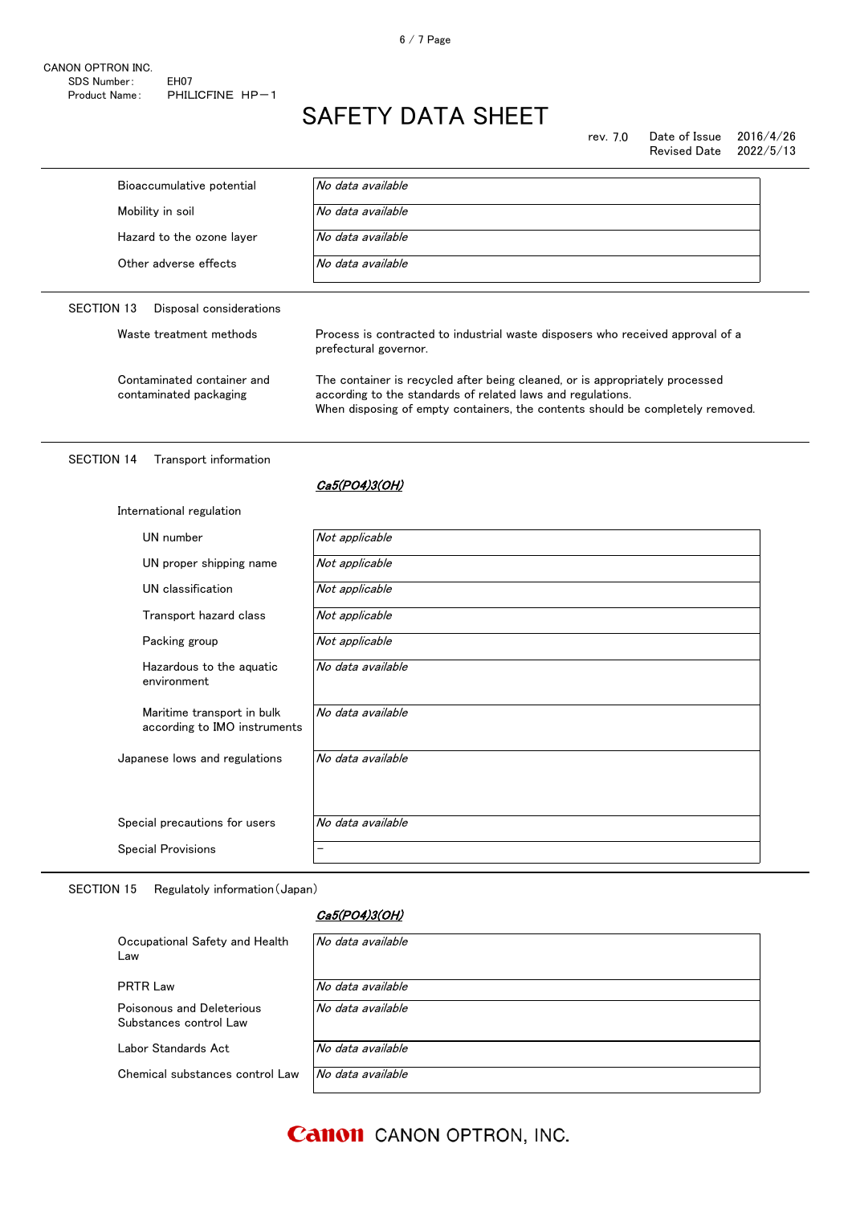| | |
|---|---|
| Bioaccumulative potential | *No data available* |
| Mobility in soil | *No data available* |
| Hazard to the ozone layer | *No data available* |
| Other adverse effects | *No data available* |

## SECTION 13 Disposal considerations

| | |
|---|---|
| Waste treatment methods | Process is contracted to industrial waste disposers who received approval of a prefectural governor. |
| Contaminated container and contaminated packaging | The container is recycled after being cleaned, or is appropriately processed according to the standards of related laws and regulations. When disposing of empty containers, the contents should be completely removed. |

## SECTION 14 Transport information

***<u>Ca5(PO4)3(OH)</u>***

International regulation

| | |
|---|---|
| UN number | *Not applicable* |
| UN proper shipping name | *Not applicable* |
| UN classification | *Not applicable* |
| Transport hazard class | *Not applicable* |
| Packing group | *Not applicable* |
| Hazardous to the aquatic environment | *No data available* |
| Maritime transport in bulk according to IMO instruments | *No data available* |
| Japanese lows and regulations | *No data available* |
| Special precautions for users | *No data available* |
| Special Provisions | － |

## SECTION 15 Regulatoly information（Japan）

***<u>Ca5(PO4)3(OH)</u>***

| | |
|---|---|
| Occupational Safety and Health Law | *No data available* |
| PRTR Law | *No data available* |
| Poisonous and Deleterious Substances control Law | *No data available* |
| Labor Standards Act | *No data available* |
| Chemical substances control Law | *No data available* |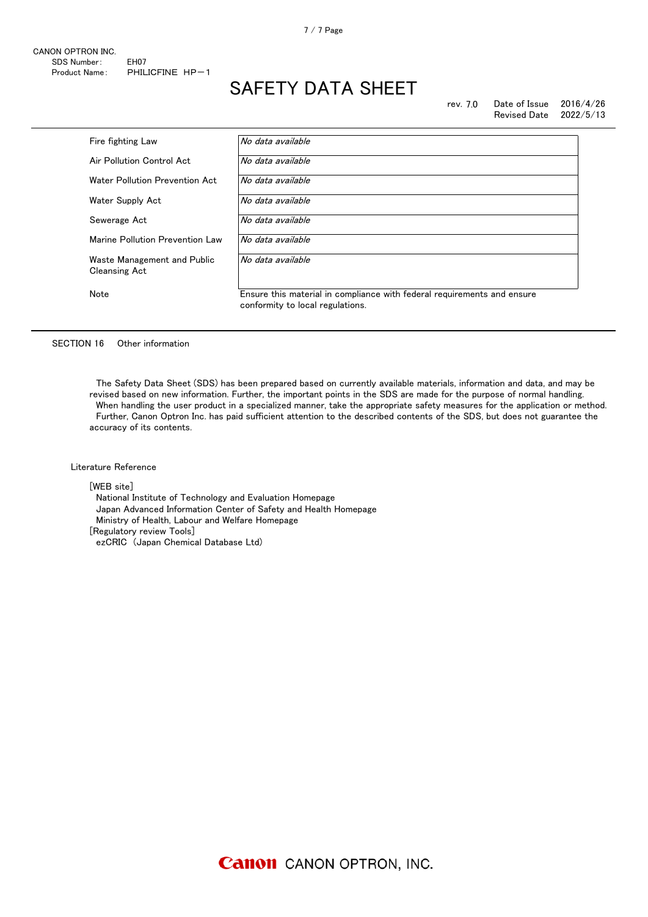| | |
|---|---|
| Fire fighting Law | *No data available* |
| Air Pollution Control Act | *No data available* |
| Water Pollution Prevention Act | *No data available* |
| Water Supply Act | *No data available* |
| Sewerage Act | *No data available* |
| Marine Pollution Prevention Law | *No data available* |
| Waste Management and Public Cleansing Act | *No data available* |
| Note | Ensure this material in compliance with federal requirements and ensure conformity to local regulations. |

## SECTION 16 Other information

The Safety Data Sheet (SDS) has been prepared based on currently available materials, information and data, and may be revised based on new information. Further, the important points in the SDS are made for the purpose of normal handling.
When handling the user product in a specialized manner, take the appropriate safety measures for the application or method.
Further, Canon Optron Inc. has paid sufficient attention to the described contents of the SDS, but does not guarantee the accuracy of its contents.

### Literature Reference

[WEB site]
National Institute of Technology and Evaluation Homepage
Japan Advanced Information Center of Safety and Health Homepage
Ministry of Health, Labour and Welfare Homepage
[Regulatory review Tools]
ezCRIC（Japan Chemical Database Ltd）